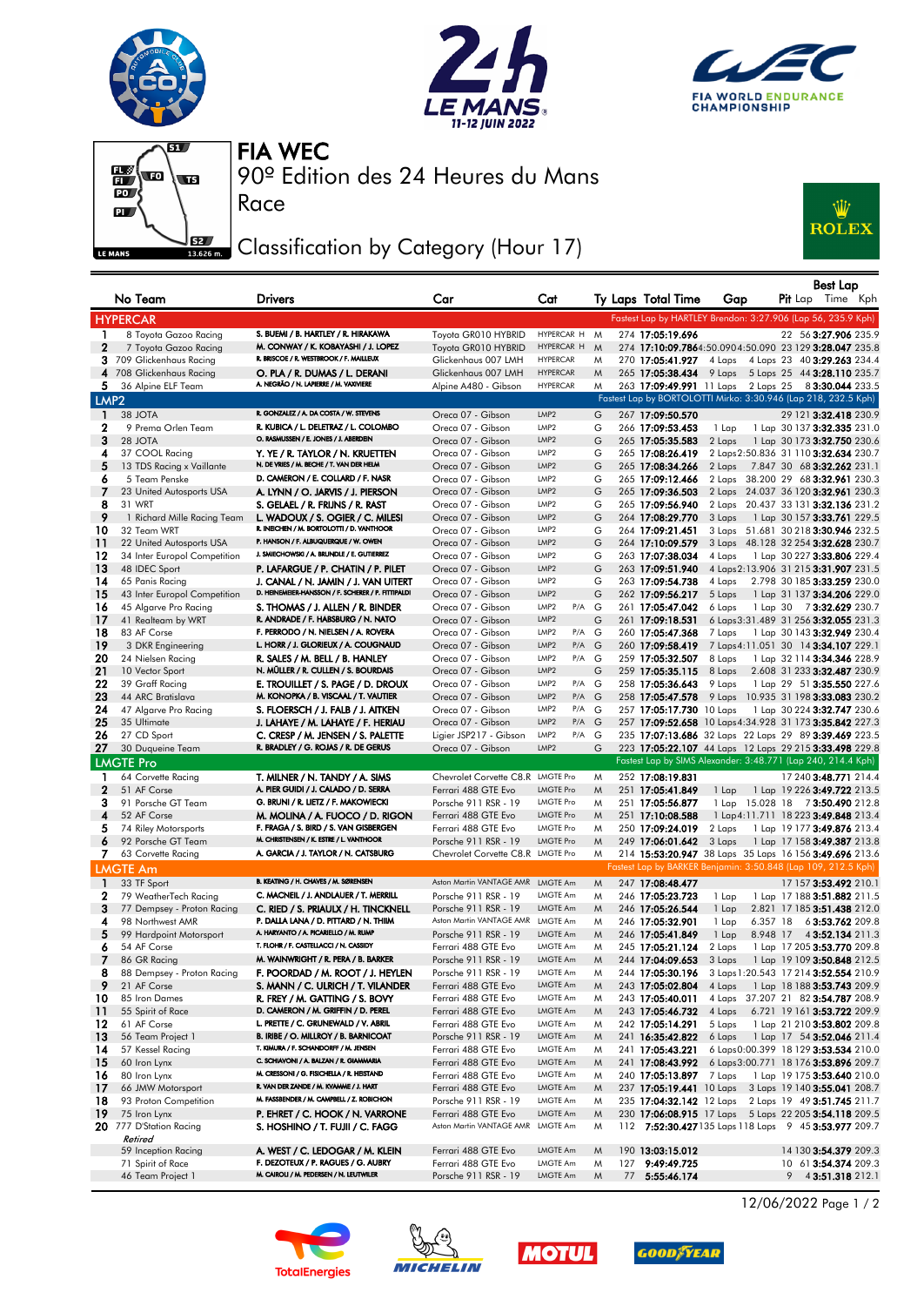# FIA WEC

90º Edition des 24 Heures du Mans

Race

## Classification by Category (Hour 17)

| No | Team | Drivers | Car | Cat | Ty | Laps | Total Time | Gap | Pit | Best Lap Lap | Best Lap Time | Kph |
|---|---|---|---|---|---|---|---|---|---|---|---|---|
| **HYPERCAR** | | | | | | | | Fastest Lap by HARTLEY Brendon: 3:27.906 (Lap 56, 235.9 Kph) | | | | |
| 1 | 8 Toyota Gazoo Racing | S. BUEMI / B. HARTLEY / R. HIRAKAWA | Toyota GR010 HYBRID | HYPERCAR H | M | 274 | 17:05:19.696 | | 22 | 56 | 3:27.906 | 235.9 |
| 2 | 7 Toyota Gazoo Racing | M. CONWAY / K. KOBAYASHI / J. LOPEZ | Toyota GR010 HYBRID | HYPERCAR H | M | 274 | 17:10:09.786 | 4:50.090 | 23 | 129 | 3:28.047 | 235.8 |
| 3 | 709 Glickenhaus Racing | R. BRISCOE / R. WESTBROOK / F. MAILLEUX | Glickenhaus 007 LMH | HYPERCAR | M | 270 | 17:05:41.927 | 4 Laps 4 Laps | 23 | 40 | 3:29.263 | 234.4 |
| 4 | 708 Glickenhaus Racing | O. PLA / R. DUMAS / L. DERANI | Glickenhaus 007 LMH | HYPERCAR | M | 265 | 17:05:38.434 | 9 Laps 5 Laps | 25 | 44 | 3:28.110 | 235.7 |
| 5 | 36 Alpine ELF Team | A. NEGRÃO / N. LAPIERRE / M. VAXIVIERE | Alpine A480 - Gibson | HYPERCAR | M | 263 | 17:09:49.991 | 11 Laps 2 Laps | 25 | 8 | 3:30.044 | 233.5 |
| **LMP2** | | | | | | | | Fastest Lap by BORTOLOTTI Mirko: 3:30.946 (Lap 218, 232.5 Kph) | | | | |
| 1 | 38 JOTA | R. GONZALEZ / A. DA COSTA / W. STEVENS | Oreca 07 - Gibson | LMP2 | G | 267 | 17:09:50.570 | | 29 | 121 | 3:32.418 | 230.9 |
| 2 | 9 Prema Orlen Team | R. KUBICA / L. DELETRAZ / L. COLOMBO | Oreca 07 - Gibson | LMP2 | G | 266 | 17:09:53.453 | 1 Lap 1 Lap | 30 | 137 | 3:32.335 | 231.0 |
| 3 | 28 JOTA | O. RASMUSSEN / E. JONES / J. ABERDEIN | Oreca 07 - Gibson | LMP2 | G | 265 | 17:05:35.583 | 2 Laps 1 Lap | 30 | 173 | 3:32.750 | 230.6 |
| 4 | 37 COOL Racing | Y. YE / R. TAYLOR / N. KRUETTEN | Oreca 07 - Gibson | LMP2 | G | 265 | 17:08:26.419 | 2 Laps 2:50.836 | 31 | 110 | 3:32.634 | 230.7 |
| 5 | 13 TDS Racing x Vaillante | N. DE VRIES / M. BECHE / T. VAN DER HELM | Oreca 07 - Gibson | LMP2 | G | 265 | 17:08:34.266 | 2 Laps 7.847 | 30 | 68 | 3:32.262 | 231.1 |
| 6 | 5 Team Penske | D. CAMERON / E. COLLARD / F. NASR | Oreca 07 - Gibson | LMP2 | G | 265 | 17:09:12.466 | 2 Laps 38.200 | 29 | 68 | 3:32.961 | 230.3 |
| 7 | 23 United Autosports USA | A. LYNN / O. JARVIS / J. PIERSON | Oreca 07 - Gibson | LMP2 | G | 265 | 17:09:36.503 | 2 Laps 24.037 | 36 | 120 | 3:32.961 | 230.3 |
| 8 | 31 WRT | S. GELAEL / R. FRIJNS / R. RAST | Oreca 07 - Gibson | LMP2 | G | 265 | 17:09:56.940 | 2 Laps 20.437 | 33 | 131 | 3:32.136 | 231.2 |
| 9 | 1 Richard Mille Racing Team | L. WADOUX / S. OGIER / C. MILESI | Oreca 07 - Gibson | LMP2 | G | 264 | 17:08:29.770 | 3 Laps 1 Lap | 30 | 157 | 3:33.761 | 229.5 |
| 10 | 32 Team WRT | R. INEICHEN / M. BORTOLOTTI / D. VANTHOOR | Oreca 07 - Gibson | LMP2 | G | 264 | 17:09:21.451 | 3 Laps 51.681 | 30 | 218 | 3:30.946 | 232.5 |
| 11 | 22 United Autosports USA | P. HANSON / F. ALBUQUERQUE / W. OWEN | Oreca 07 - Gibson | LMP2 | G | 264 | 17:10:09.579 | 3 Laps 48.128 | 32 | 254 | 3:32.628 | 230.7 |
| 12 | 34 Inter Europol Competition | J. SMIECHOWSKI / A. BRUNDLE / E. GUTIERREZ | Oreca 07 - Gibson | LMP2 | G | 263 | 17:07:38.034 | 4 Laps 1 Lap | 30 | 227 | 3:33.806 | 229.4 |
| 13 | 48 IDEC Sport | P. LAFARGUE / P. CHATIN / P. PILET | Oreca 07 - Gibson | LMP2 | G | 263 | 17:09:51.940 | 4 Laps 2:13.906 | 31 | 215 | 3:31.907 | 231.5 |
| 14 | 65 Panis Racing | J. CANAL / N. JAMIN / J. VAN UITERT | Oreca 07 - Gibson | LMP2 | G | 263 | 17:09:54.738 | 4 Laps 2.798 | 30 | 185 | 3:33.259 | 230.0 |
| 15 | 43 Inter Europol Competition | D. HEINEMEIER-HANSSON / F. SCHERER / P. FITTIPALDI | Oreca 07 - Gibson | LMP2 | G | 262 | 17:09:56.217 | 5 Laps 1 Lap | 31 | 137 | 3:34.206 | 229.0 |
| 16 | 45 Algarve Pro Racing | S. THOMAS / J. ALLEN / R. BINDER | Oreca 07 - Gibson | LMP2 P/A | G | 261 | 17:05:47.042 | 6 Laps 1 Lap | 30 | 7 | 3:32.629 | 230.7 |
| 17 | 41 Realteam by WRT | R. ANDRADE / F. HABSBURG / N. NATO | Oreca 07 - Gibson | LMP2 | G | 261 | 17:09:18.531 | 6 Laps 3:31.489 | 31 | 256 | 3:32.055 | 231.3 |
| 18 | 83 AF Corse | F. PERRODO / N. NIELSEN / A. ROVERA | Oreca 07 - Gibson | LMP2 P/A | G | 260 | 17:05:47.368 | 7 Laps 1 Lap | 30 | 143 | 3:32.949 | 230.4 |
| 19 | 3 DKR Engineering | L. HORR / J. GLORIEUX / A. COUGNAUD | Oreca 07 - Gibson | LMP2 P/A | G | 260 | 17:09:58.419 | 7 Laps 4:11.051 | 30 | 14 | 3:34.107 | 229.1 |
| 20 | 24 Nielsen Racing | R. SALES / M. BELL / B. HANLEY | Oreca 07 - Gibson | LMP2 P/A | G | 259 | 17:05:32.507 | 8 Laps 1 Lap | 32 | 114 | 3:34.346 | 228.9 |
| 21 | 10 Vector Sport | N. MÜLLER / R. CULLEN / S. BOURDAIS | Oreca 07 - Gibson | LMP2 | G | 259 | 17:05:35.115 | 8 Laps 2.608 | 31 | 233 | 3:32.487 | 230.9 |
| 22 | 39 Graff Racing | E. TROUILLET / S. PAGE / D. DROUX | Oreca 07 - Gibson | LMP2 P/A | G | 258 | 17:05:36.643 | 9 Laps 1 Lap | 29 | 51 | 3:35.550 | 227.6 |
| 23 | 44 ARC Bratislava | M. KONOPKA / B. VISCAAL / T. VAUTIER | Oreca 07 - Gibson | LMP2 P/A | G | 258 | 17:05:47.578 | 9 Laps 10.935 | 31 | 198 | 3:33.083 | 230.2 |
| 24 | 47 Algarve Pro Racing | S. FLOERSCH / J. FALB / J. AITKEN | Oreca 07 - Gibson | LMP2 P/A | G | 257 | 17:05:17.730 | 10 Laps 1 Lap | 30 | 224 | 3:32.747 | 230.6 |
| 25 | 35 Ultimate | J. LAHAYE / M. LAHAYE / F. HERIAU | Oreca 07 - Gibson | LMP2 P/A | G | 257 | 17:09:52.658 | 10 Laps 4:34.928 | 31 | 173 | 3:35.842 | 227.3 |
| 26 | 27 CD Sport | C. CRESP / M. JENSEN / S. PALETTE | Ligier JSP217 - Gibson | LMP2 P/A | G | 235 | 17:07:13.686 | 32 Laps 22 Laps | 29 | 89 | 3:39.469 | 223.5 |
| 27 | 30 Duqueine Team | R. BRADLEY / G. ROJAS / R. DE GERUS | Oreca 07 - Gibson | LMP2 | G | 223 | 17:05:22.107 | 44 Laps 12 Laps | 29 | 215 | 3:33.498 | 229.8 |
| **LMGTE Pro** | | | | | | | | Fastest Lap by SIMS Alexander: 3:48.771 (Lap 240, 214.4 Kph) | | | | |
| 1 | 64 Corvette Racing | T. MILNER / N. TANDY / A. SIMS | Chevrolet Corvette C8.R | LMGTE Pro | M | 252 | 17:08:19.831 | | 17 | 240 | 3:48.771 | 214.4 |
| 2 | 51 AF Corse | A. PIER GUIDI / J. CALADO / D. SERRA | Ferrari 488 GTE Evo | LMGTE Pro | M | 251 | 17:05:41.849 | 1 Lap 1 Lap | 19 | 226 | 3:49.722 | 213.5 |
| 3 | 91 Porsche GT Team | G. BRUNI / R. LIETZ / F. MAKOWIECKI | Porsche 911 RSR - 19 | LMGTE Pro | M | 251 | 17:05:56.877 | 1 Lap 15.028 | 18 | 7 | 3:50.490 | 212.8 |
| 4 | 52 AF Corse | M. MOLINA / A. FUOCO / D. RIGON | Ferrari 488 GTE Evo | LMGTE Pro | M | 251 | 17:10:08.588 | 1 Lap 4:11.711 | 18 | 223 | 3:49.843 | 213.4 |
| 5 | 74 Riley Motorsports | F. FRAGA / S. BIRD / S. VAN GISBERGEN | Ferrari 488 GTE Evo | LMGTE Pro | M | 250 | 17:09:24.019 | 2 Laps 1 Lap | 19 | 177 | 3:49.876 | 213.4 |
| 6 | 92 Porsche GT Team | M. CHRISTENSEN / K. ESTRE / L. VANTHOOR | Porsche 911 RSR - 19 | LMGTE Pro | M | 249 | 17:06:01.642 | 3 Laps 1 Lap | 17 | 158 | 3:49.387 | 213.8 |
| 7 | 63 Corvette Racing | A. GARCIA / J. TAYLOR / N. CATSBURG | Chevrolet Corvette C8.R | LMGTE Pro | M | 214 | 15:53:20.947 | 38 Laps 35 Laps | 16 | 156 | 3:49.696 | 213.6 |
| **LMGTE Am** | | | | | | | | Fastest Lap by BARKER Benjamin: 3:50.848 (Lap 109, 212.5 Kph) | | | | |
| 1 | 33 TF Sport | B. KEATING / H. CHAVES / M. SØRENSEN | Aston Martin VANTAGE AMR | LMGTE Am | M | 247 | 17:08:48.477 | | 17 | 157 | 3:53.492 | 210.1 |
| 2 | 79 WeatherTech Racing | C. MACNEIL / J. ANDLAUER / T. MERRILL | Porsche 911 RSR - 19 | LMGTE Am | M | 246 | 17:05:23.723 | 1 Lap 1 Lap | 17 | 188 | 3:51.882 | 211.5 |
| 3 | 77 Dempsey - Proton Racing | C. RIED / S. PRIAULX / H. TINCKNELL | Porsche 911 RSR - 19 | LMGTE Am | M | 246 | 17:05:26.544 | 1 Lap 2.821 | 17 | 185 | 3:51.438 | 212.0 |
| 4 | 98 Northwest AMR | P. DALLA LANA / D. PITTARD / N. THIIM | Aston Martin VANTAGE AMR | LMGTE Am | M | 246 | 17:05:32.901 | 1 Lap 6.357 | 18 | 6 | 3:53.762 | 209.8 |
| 5 | 99 Hardpoint Motorsport | A. HARYANTO / A. PICARIELLO / M. RUMP | Porsche 911 RSR - 19 | LMGTE Am | M | 246 | 17:05:41.849 | 1 Lap 8.948 | 17 | 4 | 3:52.134 | 211.3 |
| 6 | 54 AF Corse | T. FLOHR / F. CASTELLACCI / N. CASSIDY | Ferrari 488 GTE Evo | LMGTE Am | M | 245 | 17:05:21.124 | 2 Laps 1 Lap | 17 | 205 | 3:53.770 | 209.8 |
| 7 | 86 GR Racing | M. WAINWRIGHT / R. PERA / B. BARKER | Porsche 911 RSR - 19 | LMGTE Am | M | 244 | 17:04:09.653 | 3 Laps 1 Lap | 19 | 109 | 3:50.848 | 212.5 |
| 8 | 88 Dempsey - Proton Racing | F. POORDAD / M. ROOT / J. HEYLEN | Porsche 911 RSR - 19 | LMGTE Am | M | 244 | 17:05:30.196 | 3 Laps 1:20.543 | 17 | 214 | 3:52.554 | 210.9 |
| 9 | 21 AF Corse | S. MANN / C. ULRICH / T. VILANDER | Ferrari 488 GTE Evo | LMGTE Am | M | 243 | 17:05:02.804 | 4 Laps 1 Lap | 18 | 188 | 3:53.743 | 209.9 |
| 10 | 85 Iron Dames | R. FREY / M. GATTING / S. BOVY | Ferrari 488 GTE Evo | LMGTE Am | M | 243 | 17:05:40.011 | 4 Laps 37.207 | 21 | 82 | 3:54.787 | 208.9 |
| 11 | 55 Spirit of Race | D. CAMERON / M. GRIFFIN / D. PEREL | Ferrari 488 GTE Evo | LMGTE Am | M | 243 | 17:05:46.732 | 4 Laps 6.721 | 19 | 161 | 3:53.722 | 209.9 |
| 12 | 61 AF Corse | L. PRETTE / C. GRUNEWALD / V. ABRIL | Ferrari 488 GTE Evo | LMGTE Am | M | 242 | 17:05:14.291 | 5 Laps 1 Lap | 21 | 210 | 3:53.802 | 209.8 |
| 13 | 56 Team Project 1 | B. IRIBE / O. MILLROY / B. BARNICOAT | Porsche 911 RSR - 19 | LMGTE Am | M | 241 | 16:35:42.822 | 6 Laps 1 Lap | 17 | 54 | 3:52.046 | 211.4 |
| 14 | 57 Kessel Racing | T. KIMURA / F. SCHANDORFF / M. JENSEN | Ferrari 488 GTE Evo | LMGTE Am | M | 241 | 17:05:43.221 | 6 Laps 0:00.399 | 18 | 129 | 3:53.534 | 210.0 |
| 15 | 60 Iron Lynx | C. SCHIAVONI / A. BALZAN / R. GIAMMARIA | Ferrari 488 GTE Evo | LMGTE Am | M | 241 | 17:08:43.992 | 6 Laps 3:00.771 | 18 | 176 | 3:53.896 | 209.7 |
| 16 | 80 Iron Lynx | M. CRESSONI / G. FISICHELLA / R. HEISTAND | Ferrari 488 GTE Evo | LMGTE Am | M | 240 | 17:05:13.897 | 7 Laps 1 Lap | 19 | 175 | 3:53.640 | 210.0 |
| 17 | 66 JMW Motorsport | R. VAN DER ZANDE / M. KVAMME / J. HART | Ferrari 488 GTE Evo | LMGTE Am | M | 237 | 17:05:19.441 | 10 Laps 3 Laps | 19 | 140 | 3:55.041 | 208.7 |
| 18 | 93 Proton Competition | M. FASSBENDER / M. CAMPBELL / Z. ROBICHON | Porsche 911 RSR - 19 | LMGTE Am | M | 235 | 17:04:32.142 | 12 Laps 2 Laps | 19 | 49 | 3:51.745 | 211.7 |
| 19 | 75 Iron Lynx | P. EHRET / C. HOOK / N. VARRONE | Ferrari 488 GTE Evo | LMGTE Am | M | 230 | 17:06:08.915 | 17 Laps 5 Laps | 22 | 205 | 3:54.118 | 209.5 |
| 20 | 777 D'Station Racing | S. HOSHINO / T. FUJII / C. FAGG | Aston Martin VANTAGE AMR | LMGTE Am | M | 112 | 7:52:50.427 | 135 Laps 118 Laps | 9 | 45 | 3:53.977 | 209.7 |
| *Retired* | | | | | | | | | | | | |
| | 59 Inception Racing | A. WEST / C. LEDOGAR / M. KLEIN | Ferrari 488 GTE Evo | LMGTE Am | M | 190 | 13:03:15.012 | | 14 | 130 | 3:54.379 | 209.3 |
| | 71 Spirit of Race | F. DEZOTEUX / P. RAGUES / G. AUBRY | Ferrari 488 GTE Evo | LMGTE Am | M | 127 | 9:49:49.725 | | 10 | 61 | 3:54.374 | 209.3 |
| | 46 Team Project 1 | M. CAIROLI / M. PEDERSEN / N. LEUTWILER | Porsche 911 RSR - 19 | LMGTE Am | M | 77 | 5:55:46.174 | | 9 | 4 | 3:51.318 | 212.1 |

12/06/2022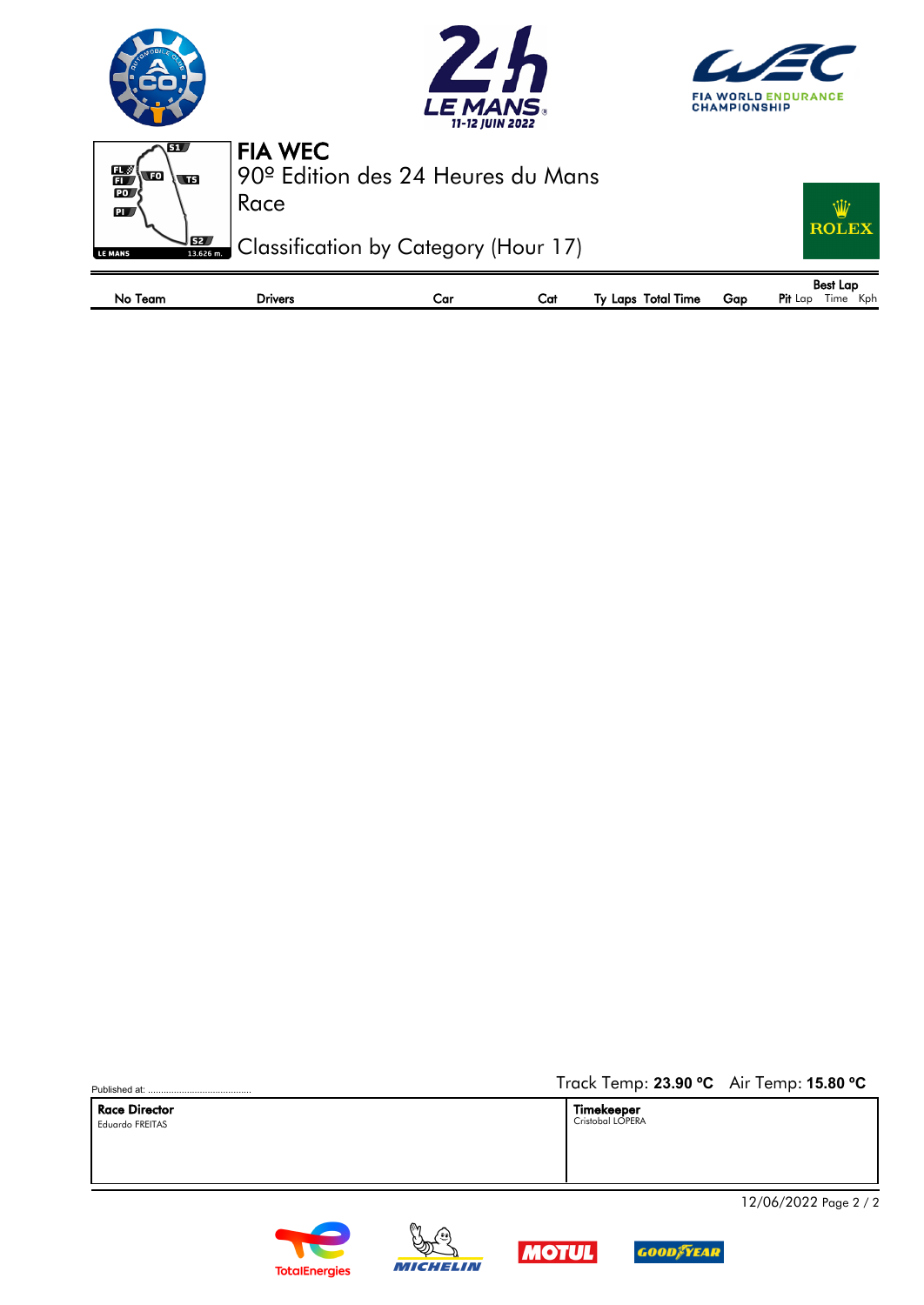# FIA WEC

90º Edition des 24 Heures du Mans

Race

Classification by Category (Hour 17)

| No | Team | Drivers | Car | Cat | Ty | Laps | Total Time | Gap | Pit | Best Lap Lap | Best Lap Time | Best Lap Kph |
|---|---|---|---|---|---|---|---|---|---|---|---|---|

Published at: ........................................

Track Temp: **23.90 ºC** Air Temp: **15.80 ºC**

| Race Director | Timekeeper |
|---|---|
| Eduardo FREITAS | Cristobal LOPERA |

12/06/2022